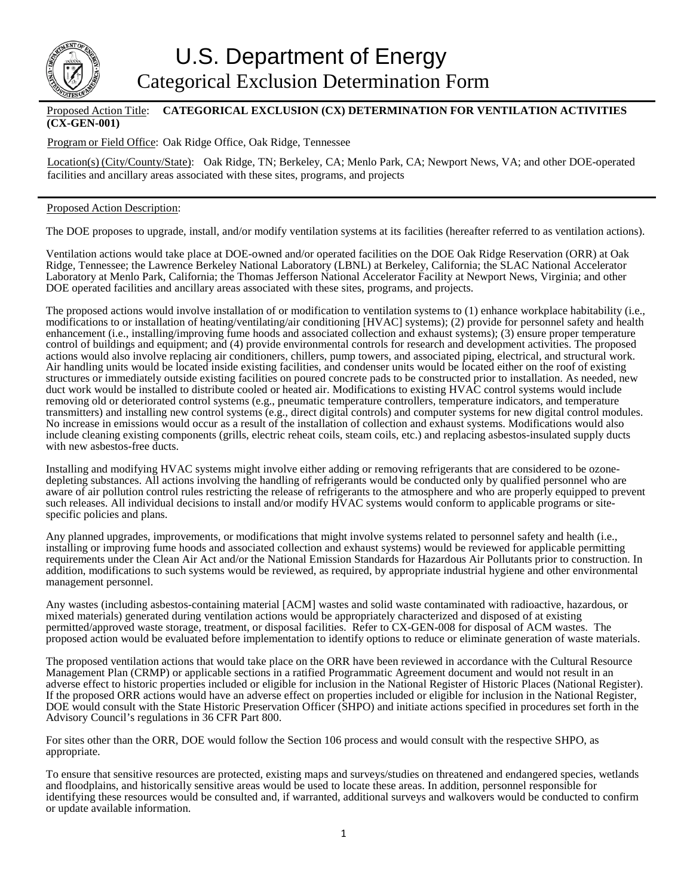# U.S. Department of Energy
## Categorical Exclusion Determination Form

Proposed Action Title: **CATEGORICAL EXCLUSION (CX) DETERMINATION FOR VENTILATION ACTIVITIES (CX-GEN-001)**

Program or Field Office: Oak Ridge Office, Oak Ridge, Tennessee

Location(s) (City/County/State): Oak Ridge, TN; Berkeley, CA; Menlo Park, CA; Newport News, VA; and other DOE-operated facilities and ancillary areas associated with these sites, programs, and projects

Proposed Action Description:

The DOE proposes to upgrade, install, and/or modify ventilation systems at its facilities (hereafter referred to as ventilation actions).

Ventilation actions would take place at DOE-owned and/or operated facilities on the DOE Oak Ridge Reservation (ORR) at Oak Ridge, Tennessee; the Lawrence Berkeley National Laboratory (LBNL) at Berkeley, California; the SLAC National Accelerator Laboratory at Menlo Park, California; the Thomas Jefferson National Accelerator Facility at Newport News, Virginia; and other DOE operated facilities and ancillary areas associated with these sites, programs, and projects.

The proposed actions would involve installation of or modification to ventilation systems to (1) enhance workplace habitability (i.e., modifications to or installation of heating/ventilating/air conditioning [HVAC] systems); (2) provide for personnel safety and health enhancement (i.e., installing/improving fume hoods and associated collection and exhaust systems); (3) ensure proper temperature control of buildings and equipment; and (4) provide environmental controls for research and development activities. The proposed actions would also involve replacing air conditioners, chillers, pump towers, and associated piping, electrical, and structural work. Air handling units would be located inside existing facilities, and condenser units would be located either on the roof of existing structures or immediately outside existing facilities on poured concrete pads to be constructed prior to installation. As needed, new duct work would be installed to distribute cooled or heated air. Modifications to existing HVAC control systems would include removing old or deteriorated control systems (e.g., pneumatic temperature controllers, temperature indicators, and temperature transmitters) and installing new control systems (e.g., direct digital controls) and computer systems for new digital control modules. No increase in emissions would occur as a result of the installation of collection and exhaust systems. Modifications would also include cleaning existing components (grills, electric reheat coils, steam coils, etc.) and replacing asbestos-insulated supply ducts with new asbestos-free ducts.

Installing and modifying HVAC systems might involve either adding or removing refrigerants that are considered to be ozone-depleting substances. All actions involving the handling of refrigerants would be conducted only by qualified personnel who are aware of air pollution control rules restricting the release of refrigerants to the atmosphere and who are properly equipped to prevent such releases. All individual decisions to install and/or modify HVAC systems would conform to applicable programs or site-specific policies and plans.

Any planned upgrades, improvements, or modifications that might involve systems related to personnel safety and health (i.e., installing or improving fume hoods and associated collection and exhaust systems) would be reviewed for applicable permitting requirements under the Clean Air Act and/or the National Emission Standards for Hazardous Air Pollutants prior to construction. In addition, modifications to such systems would be reviewed, as required, by appropriate industrial hygiene and other environmental management personnel.

Any wastes (including asbestos-containing material [ACM] wastes and solid waste contaminated with radioactive, hazardous, or mixed materials) generated during ventilation actions would be appropriately characterized and disposed of at existing permitted/approved waste storage, treatment, or disposal facilities. Refer to CX-GEN-008 for disposal of ACM wastes. The proposed action would be evaluated before implementation to identify options to reduce or eliminate generation of waste materials.

The proposed ventilation actions that would take place on the ORR have been reviewed in accordance with the Cultural Resource Management Plan (CRMP) or applicable sections in a ratified Programmatic Agreement document and would not result in an adverse effect to historic properties included or eligible for inclusion in the National Register of Historic Places (National Register). If the proposed ORR actions would have an adverse effect on properties included or eligible for inclusion in the National Register, DOE would consult with the State Historic Preservation Officer (SHPO) and initiate actions specified in procedures set forth in the Advisory Council's regulations in 36 CFR Part 800.

For sites other than the ORR, DOE would follow the Section 106 process and would consult with the respective SHPO, as appropriate.

To ensure that sensitive resources are protected, existing maps and surveys/studies on threatened and endangered species, wetlands and floodplains, and historically sensitive areas would be used to locate these areas. In addition, personnel responsible for identifying these resources would be consulted and, if warranted, additional surveys and walkovers would be conducted to confirm or update available information.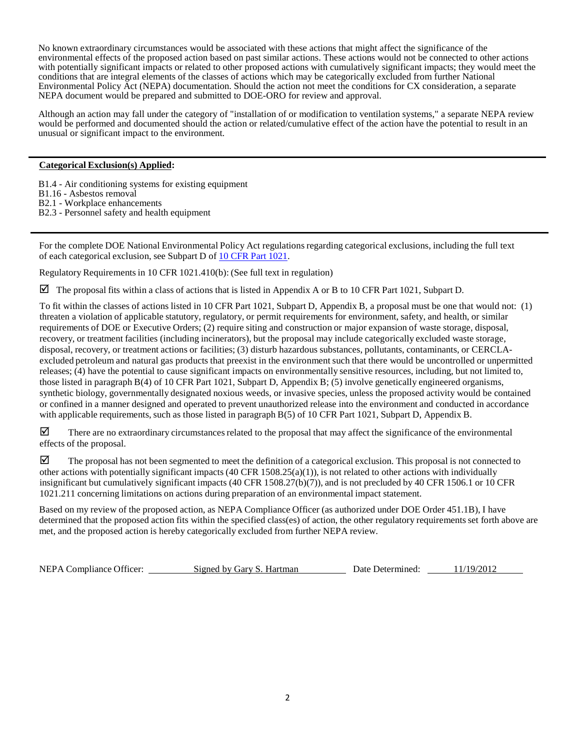No known extraordinary circumstances would be associated with these actions that might affect the significance of the environmental effects of the proposed action based on past similar actions. These actions would not be connected to other actions with potentially significant impacts or related to other proposed actions with cumulatively significant impacts; they would meet the conditions that are integral elements of the classes of actions which may be categorically excluded from further National Environmental Policy Act (NEPA) documentation. Should the action not meet the conditions for CX consideration, a separate NEPA document would be prepared and submitted to DOE-ORO for review and approval.

Although an action may fall under the category of "installation of or modification to ventilation systems," a separate NEPA review would be performed and documented should the action or related/cumulative effect of the action have the potential to result in an unusual or significant impact to the environment.

---

**Categorical Exclusion(s) Applied:**

B1.4 - Air conditioning systems for existing equipment
B1.16 - Asbestos removal
B2.1 - Workplace enhancements
B2.3 - Personnel safety and health equipment

---

For the complete DOE National Environmental Policy Act regulations regarding categorical exclusions, including the full text of each categorical exclusion, see Subpart D of 10 CFR Part 1021.

Regulatory Requirements in 10 CFR 1021.410(b): (See full text in regulation)

☑ The proposal fits within a class of actions that is listed in Appendix A or B to 10 CFR Part 1021, Subpart D.

To fit within the classes of actions listed in 10 CFR Part 1021, Subpart D, Appendix B, a proposal must be one that would not: (1) threaten a violation of applicable statutory, regulatory, or permit requirements for environment, safety, and health, or similar requirements of DOE or Executive Orders; (2) require siting and construction or major expansion of waste storage, disposal, recovery, or treatment facilities (including incinerators), but the proposal may include categorically excluded waste storage, disposal, recovery, or treatment actions or facilities; (3) disturb hazardous substances, pollutants, contaminants, or CERCLA-excluded petroleum and natural gas products that preexist in the environment such that there would be uncontrolled or unpermitted releases; (4) have the potential to cause significant impacts on environmentally sensitive resources, including, but not limited to, those listed in paragraph B(4) of 10 CFR Part 1021, Subpart D, Appendix B; (5) involve genetically engineered organisms, synthetic biology, governmentally designated noxious weeds, or invasive species, unless the proposed activity would be contained or confined in a manner designed and operated to prevent unauthorized release into the environment and conducted in accordance with applicable requirements, such as those listed in paragraph B(5) of 10 CFR Part 1021, Subpart D, Appendix B.

☑ There are no extraordinary circumstances related to the proposal that may affect the significance of the environmental effects of the proposal.

☑ The proposal has not been segmented to meet the definition of a categorical exclusion. This proposal is not connected to other actions with potentially significant impacts (40 CFR 1508.25(a)(1)), is not related to other actions with individually insignificant but cumulatively significant impacts (40 CFR 1508.27(b)(7)), and is not precluded by 40 CFR 1506.1 or 10 CFR 1021.211 concerning limitations on actions during preparation of an environmental impact statement.

Based on my review of the proposed action, as NEPA Compliance Officer (as authorized under DOE Order 451.1B), I have determined that the proposed action fits within the specified class(es) of action, the other regulatory requirements set forth above are met, and the proposed action is hereby categorically excluded from further NEPA review.

NEPA Compliance Officer: Signed by Gary S. Hartman Date Determined: 11/19/2012